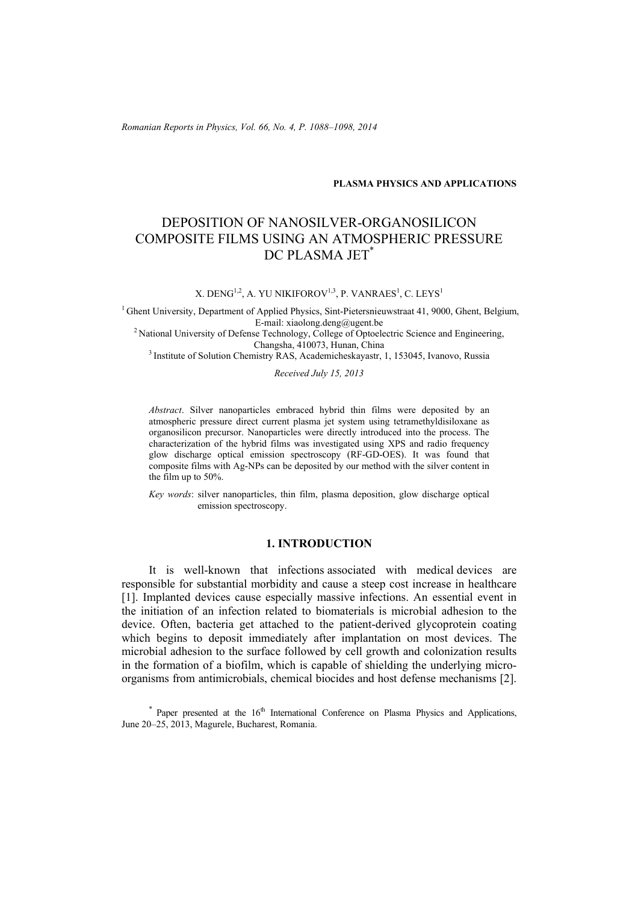**PLASMA PHYSICS AND APPLICATIONS**

# DEPOSITION OF NANOSILVER-ORGANOSILICON COMPOSITE FILMS USING AN ATMOSPHERIC PRESSURE DC PLASMA JET[*]

X. DENG[1,2], A. YU NIKIFOROV[1,3], P. VANRAES[1], C. LEYS[1]

[1] Ghent University, Department of Applied Physics, Sint-Pietersnieuwstraat 41, 9000, Ghent, Belgium, E-mail: xiaolong.deng@ugent.be
[2] National University of Defense Technology, College of Optoelectric Science and Engineering, Changsha, 410073, Hunan, China
[3] Institute of Solution Chemistry RAS, Academicheskayastr, 1, 153045, Ivanovo, Russia

*Received July 15, 2013*

*Abstract*. Silver nanoparticles embraced hybrid thin films were deposited by an atmospheric pressure direct current plasma jet system using tetramethyldisiloxane as organosilicon precursor. Nanoparticles were directly introduced into the process. The characterization of the hybrid films was investigated using XPS and radio frequency glow discharge optical emission spectroscopy (RF-GD-OES). It was found that composite films with Ag-NPs can be deposited by our method with the silver content in the film up to 50%.

*Key words*: silver nanoparticles, thin film, plasma deposition, glow discharge optical emission spectroscopy.

## 1. INTRODUCTION

It is well-known that infections associated with medical devices are responsible for substantial morbidity and cause a steep cost increase in healthcare [1]. Implanted devices cause especially massive infections. An essential event in the initiation of an infection related to biomaterials is microbial adhesion to the device. Often, bacteria get attached to the patient-derived glycoprotein coating which begins to deposit immediately after implantation on most devices. The microbial adhesion to the surface followed by cell growth and colonization results in the formation of a biofilm, which is capable of shielding the underlying micro-organisms from antimicrobials, chemical biocides and host defense mechanisms [2].

[*] Paper presented at the 16th International Conference on Plasma Physics and Applications, June 20–25, 2013, Magurele, Bucharest, Romania.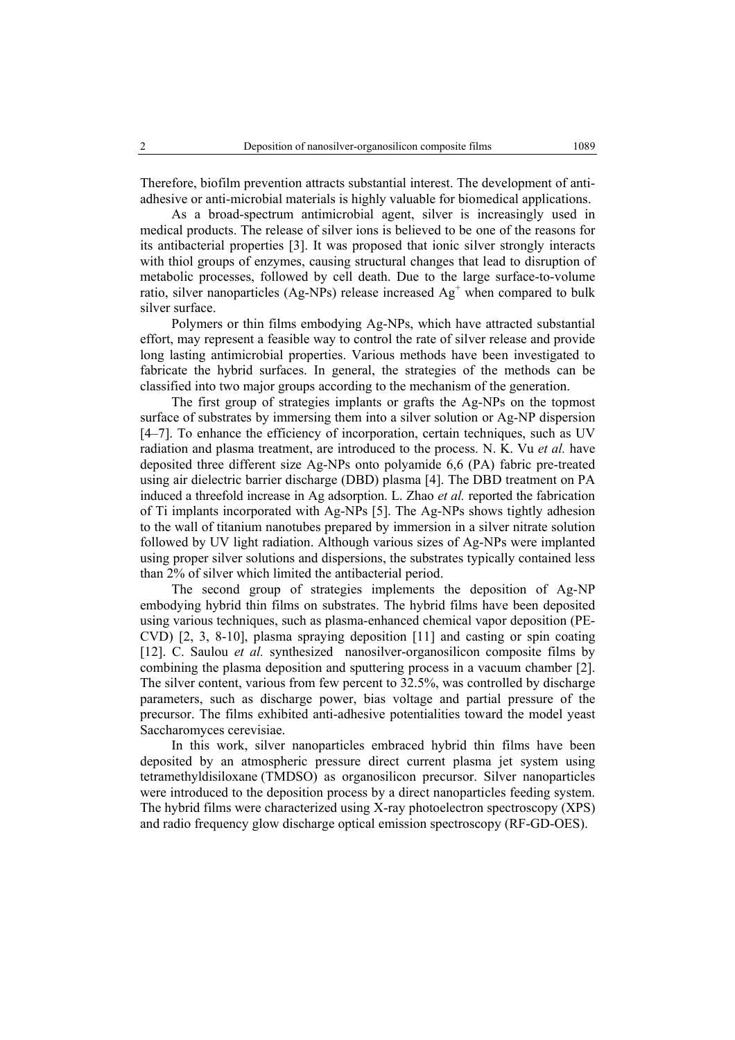Therefore, biofilm prevention attracts substantial interest. The development of anti-adhesive or anti-microbial materials is highly valuable for biomedical applications.

As a broad-spectrum antimicrobial agent, silver is increasingly used in medical products. The release of silver ions is believed to be one of the reasons for its antibacterial properties [3]. It was proposed that ionic silver strongly interacts with thiol groups of enzymes, causing structural changes that lead to disruption of metabolic processes, followed by cell death. Due to the large surface-to-volume ratio, silver nanoparticles (Ag-NPs) release increased $Ag^+$ when compared to bulk silver surface.

Polymers or thin films embodying Ag-NPs, which have attracted substantial effort, may represent a feasible way to control the rate of silver release and provide long lasting antimicrobial properties. Various methods have been investigated to fabricate the hybrid surfaces. In general, the strategies of the methods can be classified into two major groups according to the mechanism of the generation.

The first group of strategies implants or grafts the Ag-NPs on the topmost surface of substrates by immersing them into a silver solution or Ag-NP dispersion [4–7]. To enhance the efficiency of incorporation, certain techniques, such as UV radiation and plasma treatment, are introduced to the process. N. K. Vu *et al.* have deposited three different size Ag-NPs onto polyamide 6,6 (PA) fabric pre-treated using air dielectric barrier discharge (DBD) plasma [4]. The DBD treatment on PA induced a threefold increase in Ag adsorption. L. Zhao *et al.* reported the fabrication of Ti implants incorporated with Ag-NPs [5]. The Ag-NPs shows tightly adhesion to the wall of titanium nanotubes prepared by immersion in a silver nitrate solution followed by UV light radiation. Although various sizes of Ag-NPs were implanted using proper silver solutions and dispersions, the substrates typically contained less than 2% of silver which limited the antibacterial period.

The second group of strategies implements the deposition of Ag-NP embodying hybrid thin films on substrates. The hybrid films have been deposited using various techniques, such as plasma-enhanced chemical vapor deposition (PE-CVD) [2, 3, 8-10], plasma spraying deposition [11] and casting or spin coating [12]. C. Saulou *et al.* synthesized nanosilver-organosilicon composite films by combining the plasma deposition and sputtering process in a vacuum chamber [2]. The silver content, various from few percent to 32.5%, was controlled by discharge parameters, such as discharge power, bias voltage and partial pressure of the precursor. The films exhibited anti-adhesive potentialities toward the model yeast Saccharomyces cerevisiae.

In this work, silver nanoparticles embraced hybrid thin films have been deposited by an atmospheric pressure direct current plasma jet system using tetramethyldisiloxane (TMDSO) as organosilicon precursor. Silver nanoparticles were introduced to the deposition process by a direct nanoparticles feeding system. The hybrid films were characterized using X-ray photoelectron spectroscopy (XPS) and radio frequency glow discharge optical emission spectroscopy (RF-GD-OES).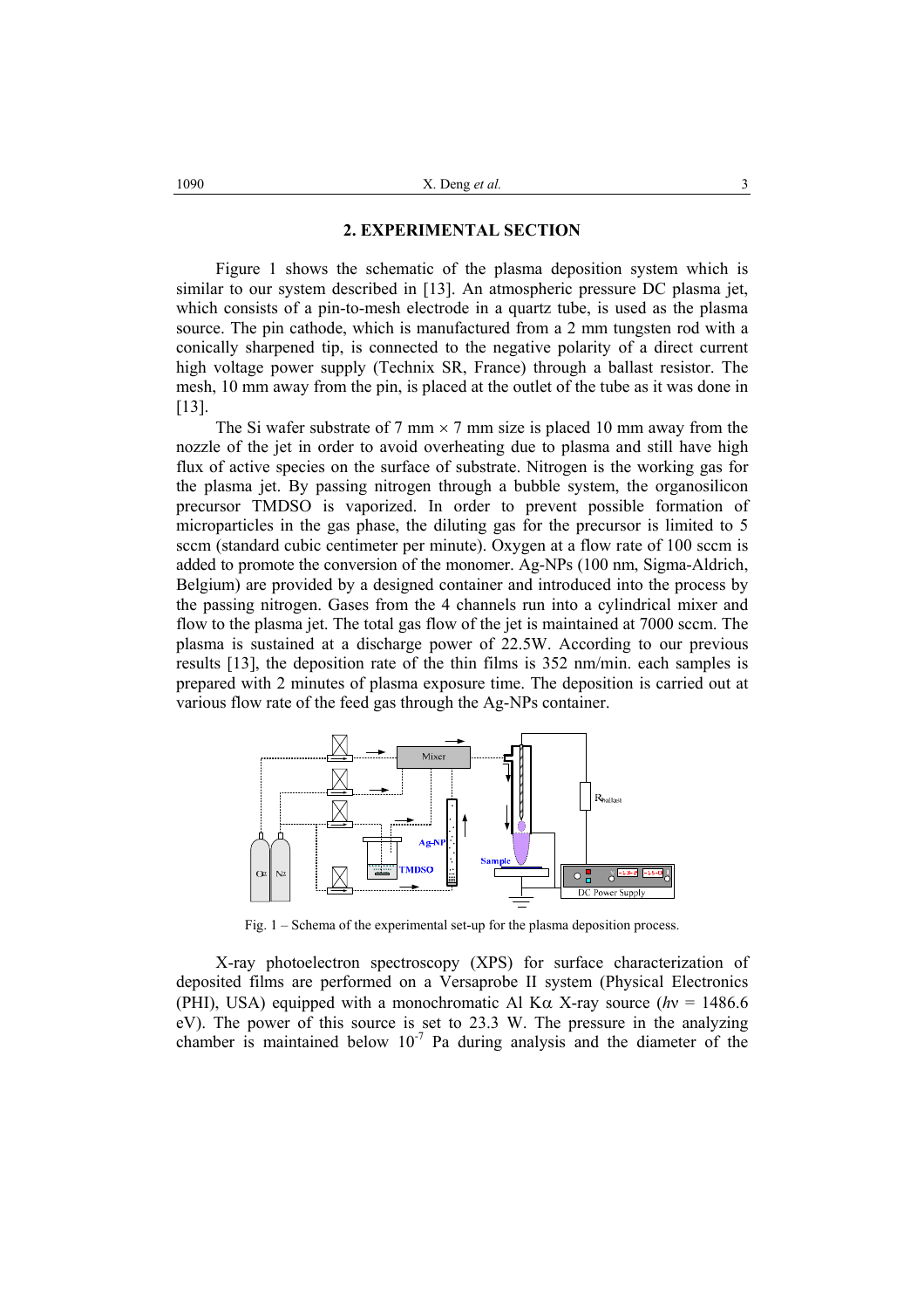## 2. EXPERIMENTAL SECTION

Figure 1 shows the schematic of the plasma deposition system which is similar to our system described in [13]. An atmospheric pressure DC plasma jet, which consists of a pin-to-mesh electrode in a quartz tube, is used as the plasma source. The pin cathode, which is manufactured from a 2 mm tungsten rod with a conically sharpened tip, is connected to the negative polarity of a direct current high voltage power supply (Technix SR, France) through a ballast resistor. The mesh, 10 mm away from the pin, is placed at the outlet of the tube as it was done in [13].

The Si wafer substrate of 7 mm × 7 mm size is placed 10 mm away from the nozzle of the jet in order to avoid overheating due to plasma and still have high flux of active species on the surface of substrate. Nitrogen is the working gas for the plasma jet. By passing nitrogen through a bubble system, the organosilicon precursor TMDSO is vaporized. In order to prevent possible formation of microparticles in the gas phase, the diluting gas for the precursor is limited to 5 sccm (standard cubic centimeter per minute). Oxygen at a flow rate of 100 sccm is added to promote the conversion of the monomer. Ag-NPs (100 nm, Sigma-Aldrich, Belgium) are provided by a designed container and introduced into the process by the passing nitrogen. Gases from the 4 channels run into a cylindrical mixer and flow to the plasma jet. The total gas flow of the jet is maintained at 7000 sccm. The plasma is sustained at a discharge power of 22.5W. According to our previous results [13], the deposition rate of the thin films is 352 nm/min. each samples is prepared with 2 minutes of plasma exposure time. The deposition is carried out at various flow rate of the feed gas through the Ag-NPs container.

Fig. 1 – Schema of the experimental set-up for the plasma deposition process.

X-ray photoelectron spectroscopy (XPS) for surface characterization of deposited films are performed on a Versaprobe II system (Physical Electronics (PHI), USA) equipped with a monochromatic Al Kα X-ray source ($h\nu$ = 1486.6 eV). The power of this source is set to 23.3 W. The pressure in the analyzing chamber is maintained below $10^{-7}$ Pa during analysis and the diameter of the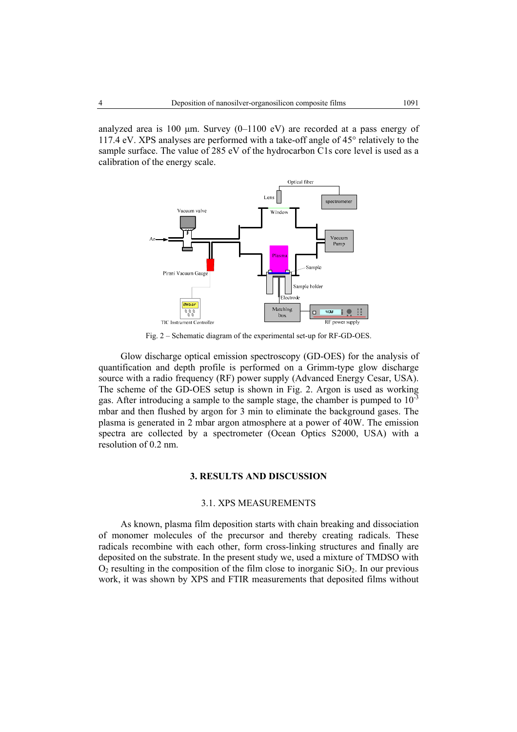analyzed area is 100 µm. Survey (0–1100 eV) are recorded at a pass energy of 117.4 eV. XPS analyses are performed with a take-off angle of 45° relatively to the sample surface. The value of 285 eV of the hydrocarbon C1s core level is used as a calibration of the energy scale.

Fig. 2 – Schematic diagram of the experimental set-up for RF-GD-OES.

Glow discharge optical emission spectroscopy (GD-OES) for the analysis of quantification and depth profile is performed on a Grimm-type glow discharge source with a radio frequency (RF) power supply (Advanced Energy Cesar, USA). The scheme of the GD-OES setup is shown in Fig. 2. Argon is used as working gas. After introducing a sample to the sample stage, the chamber is pumped to $10^{-3}$ mbar and then flushed by argon for 3 min to eliminate the background gases. The plasma is generated in 2 mbar argon atmosphere at a power of 40W. The emission spectra are collected by a spectrometer (Ocean Optics S2000, USA) with a resolution of 0.2 nm.

## 3. RESULTS AND DISCUSSION

### 3.1. XPS MEASUREMENTS

As known, plasma film deposition starts with chain breaking and dissociation of monomer molecules of the precursor and thereby creating radicals. These radicals recombine with each other, form cross-linking structures and finally are deposited on the substrate. In the present study we, used a mixture of TMDSO with $O_2$ resulting in the composition of the film close to inorganic $SiO_2$. In our previous work, it was shown by XPS and FTIR measurements that deposited films without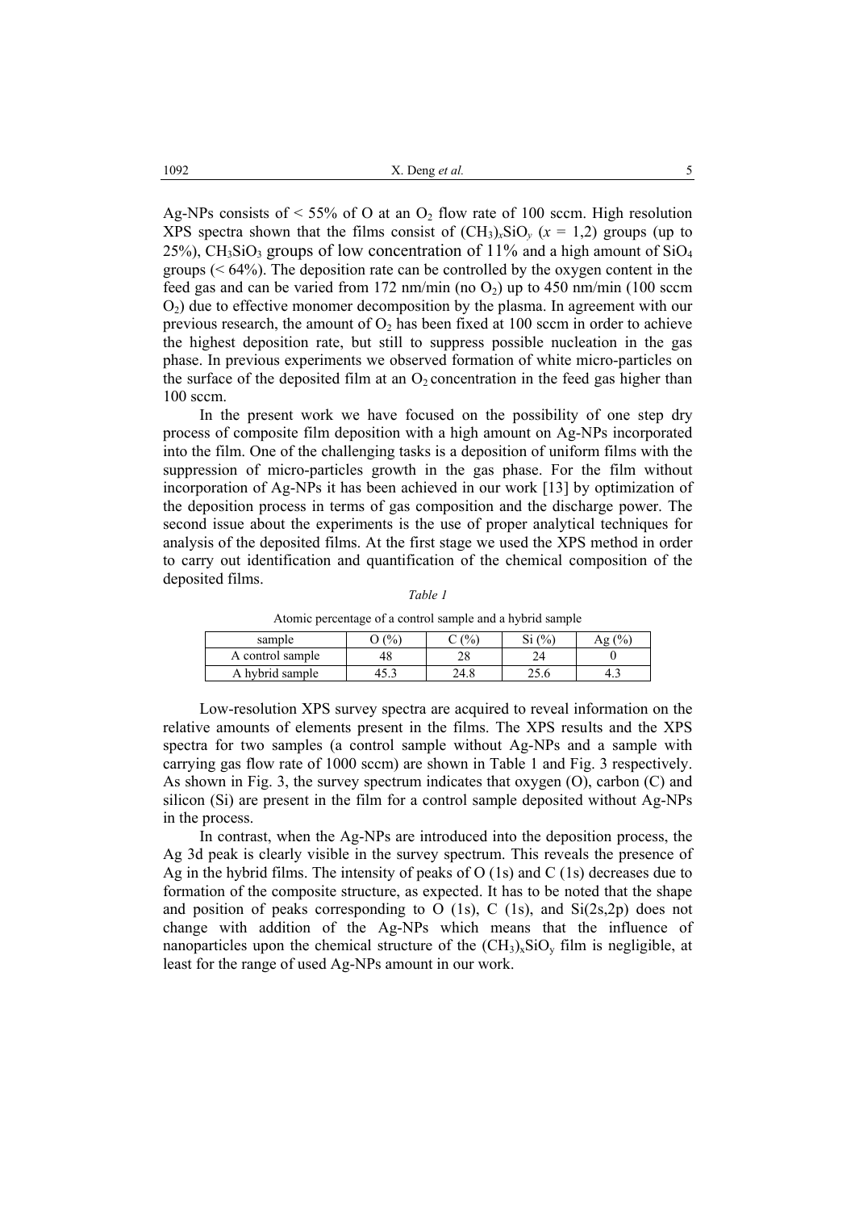Ag-NPs consists of < 55% of O at an $O_2$ flow rate of 100 sccm. High resolution XPS spectra shown that the films consist of $(CH_3)_xSiO_y$ ($x$ = 1,2) groups (up to 25%), $CH_3SiO_3$ groups of low concentration of 11% and a high amount of $SiO_4$ groups (< 64%). The deposition rate can be controlled by the oxygen content in the feed gas and can be varied from 172 nm/min (no $O_2$) up to 450 nm/min (100 sccm $O_2$) due to effective monomer decomposition by the plasma. In agreement with our previous research, the amount of $O_2$ has been fixed at 100 sccm in order to achieve the highest deposition rate, but still to suppress possible nucleation in the gas phase. In previous experiments we observed formation of white micro-particles on the surface of the deposited film at an $O_2$ concentration in the feed gas higher than 100 sccm.

In the present work we have focused on the possibility of one step dry process of composite film deposition with a high amount on Ag-NPs incorporated into the film. One of the challenging tasks is a deposition of uniform films with the suppression of micro-particles growth in the gas phase. For the film without incorporation of Ag-NPs it has been achieved in our work [13] by optimization of the deposition process in terms of gas composition and the discharge power. The second issue about the experiments is the use of proper analytical techniques for analysis of the deposited films. At the first stage we used the XPS method in order to carry out identification and quantification of the chemical composition of the deposited films.

*Table 1*

Atomic percentage of a control sample and a hybrid sample

| sample | O (%) | C (%) | Si (%) | Ag (%) |
|---|---|---|---|---|
| A control sample | 48 | 28 | 24 | 0 |
| A hybrid sample | 45.3 | 24.8 | 25.6 | 4.3 |

Low-resolution XPS survey spectra are acquired to reveal information on the relative amounts of elements present in the films. The XPS results and the XPS spectra for two samples (a control sample without Ag-NPs and a sample with carrying gas flow rate of 1000 sccm) are shown in Table 1 and Fig. 3 respectively. As shown in Fig. 3, the survey spectrum indicates that oxygen (O), carbon (C) and silicon (Si) are present in the film for a control sample deposited without Ag-NPs in the process.

In contrast, when the Ag-NPs are introduced into the deposition process, the Ag 3d peak is clearly visible in the survey spectrum. This reveals the presence of Ag in the hybrid films. The intensity of peaks of O (1s) and C (1s) decreases due to formation of the composite structure, as expected. It has to be noted that the shape and position of peaks corresponding to O (1s), C (1s), and Si(2s,2p) does not change with addition of the Ag-NPs which means that the influence of nanoparticles upon the chemical structure of the $(CH_3)_xSiO_y$ film is negligible, at least for the range of used Ag-NPs amount in our work.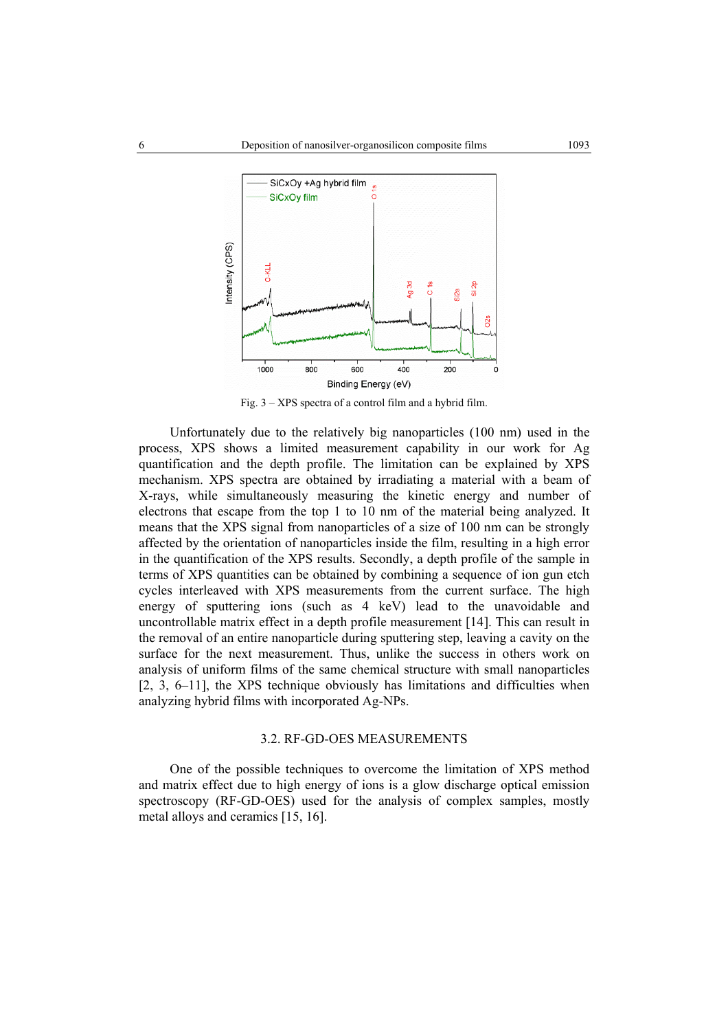Fig. 3 – XPS spectra of a control film and a hybrid film.

Unfortunately due to the relatively big nanoparticles (100 nm) used in the process, XPS shows a limited measurement capability in our work for Ag quantification and the depth profile. The limitation can be explained by XPS mechanism. XPS spectra are obtained by irradiating a material with a beam of X-rays, while simultaneously measuring the kinetic energy and number of electrons that escape from the top 1 to 10 nm of the material being analyzed. It means that the XPS signal from nanoparticles of a size of 100 nm can be strongly affected by the orientation of nanoparticles inside the film, resulting in a high error in the quantification of the XPS results. Secondly, a depth profile of the sample in terms of XPS quantities can be obtained by combining a sequence of ion gun etch cycles interleaved with XPS measurements from the current surface. The high energy of sputtering ions (such as 4 keV) lead to the unavoidable and uncontrollable matrix effect in a depth profile measurement [14]. This can result in the removal of an entire nanoparticle during sputtering step, leaving a cavity on the surface for the next measurement. Thus, unlike the success in others work on analysis of uniform films of the same chemical structure with small nanoparticles [2, 3, 6–11], the XPS technique obviously has limitations and difficulties when analyzing hybrid films with incorporated Ag-NPs.

### 3.2. RF-GD-OES MEASUREMENTS

One of the possible techniques to overcome the limitation of XPS method and matrix effect due to high energy of ions is a glow discharge optical emission spectroscopy (RF-GD-OES) used for the analysis of complex samples, mostly metal alloys and ceramics [15, 16].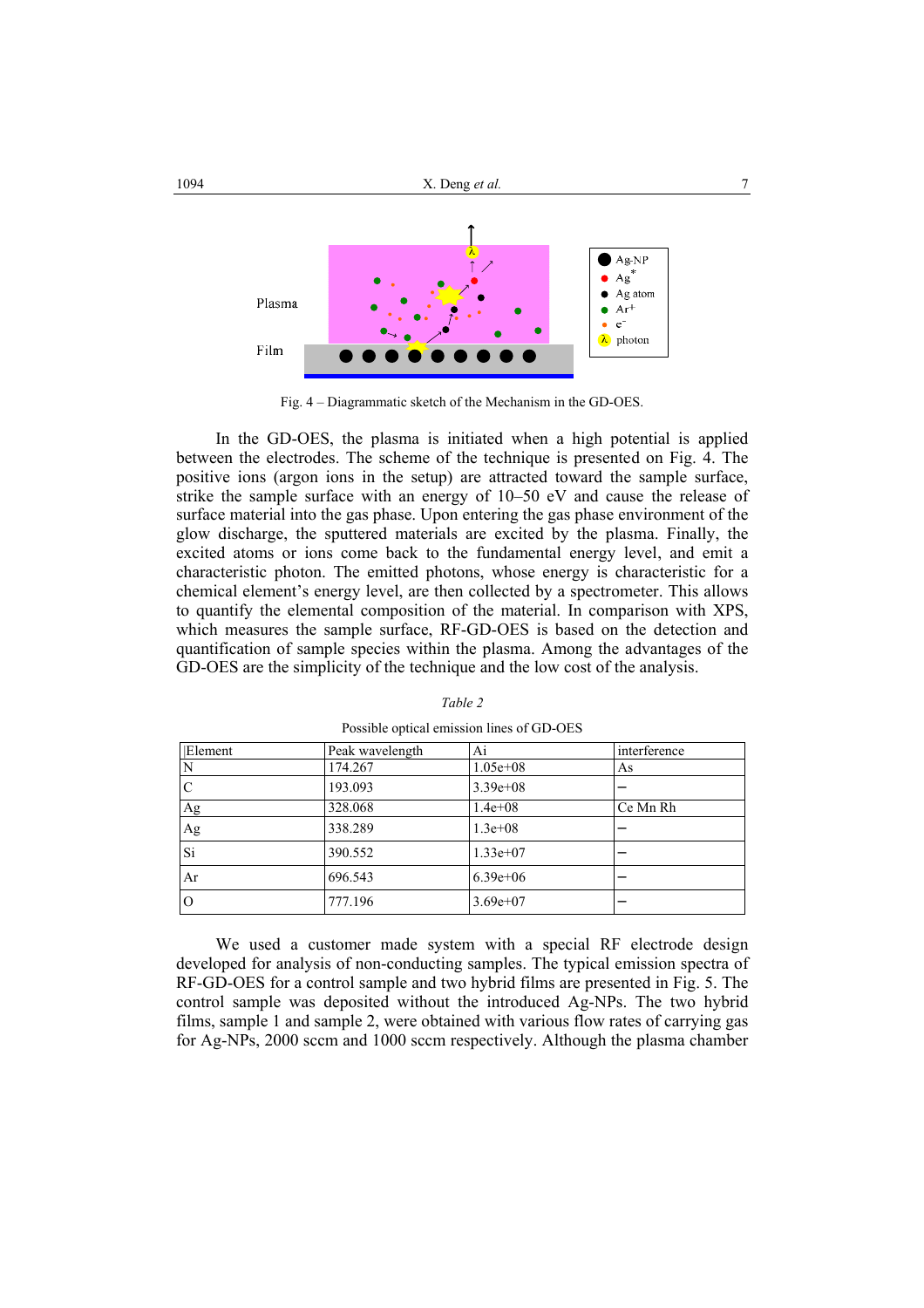Fig. 4 – Diagrammatic sketch of the Mechanism in the GD-OES.

In the GD-OES, the plasma is initiated when a high potential is applied between the electrodes. The scheme of the technique is presented on Fig. 4. The positive ions (argon ions in the setup) are attracted toward the sample surface, strike the sample surface with an energy of 10–50 eV and cause the release of surface material into the gas phase. Upon entering the gas phase environment of the glow discharge, the sputtered materials are excited by the plasma. Finally, the excited atoms or ions come back to the fundamental energy level, and emit a characteristic photon. The emitted photons, whose energy is characteristic for a chemical element's energy level, are then collected by a spectrometer. This allows to quantify the elemental composition of the material. In comparison with XPS, which measures the sample surface, RF-GD-OES is based on the detection and quantification of sample species within the plasma. Among the advantages of the GD-OES are the simplicity of the technique and the low cost of the analysis.

*Table 2*

Possible optical emission lines of GD-OES

| Element | Peak wavelength | Ai | interference |
|---|---|---|---|
| N | 174.267 | 1.05e+08 | As |
| C | 193.093 | 3.39e+08 | – |
| Ag | 328.068 | 1.4e+08 | Ce Mn Rh |
| Ag | 338.289 | 1.3e+08 | – |
| Si | 390.552 | 1.33e+07 | – |
| Ar | 696.543 | 6.39e+06 | – |
| O | 777.196 | 3.69e+07 | – |

We used a customer made system with a special RF electrode design developed for analysis of non-conducting samples. The typical emission spectra of RF-GD-OES for a control sample and two hybrid films are presented in Fig. 5. The control sample was deposited without the introduced Ag-NPs. The two hybrid films, sample 1 and sample 2, were obtained with various flow rates of carrying gas for Ag-NPs, 2000 sccm and 1000 sccm respectively. Although the plasma chamber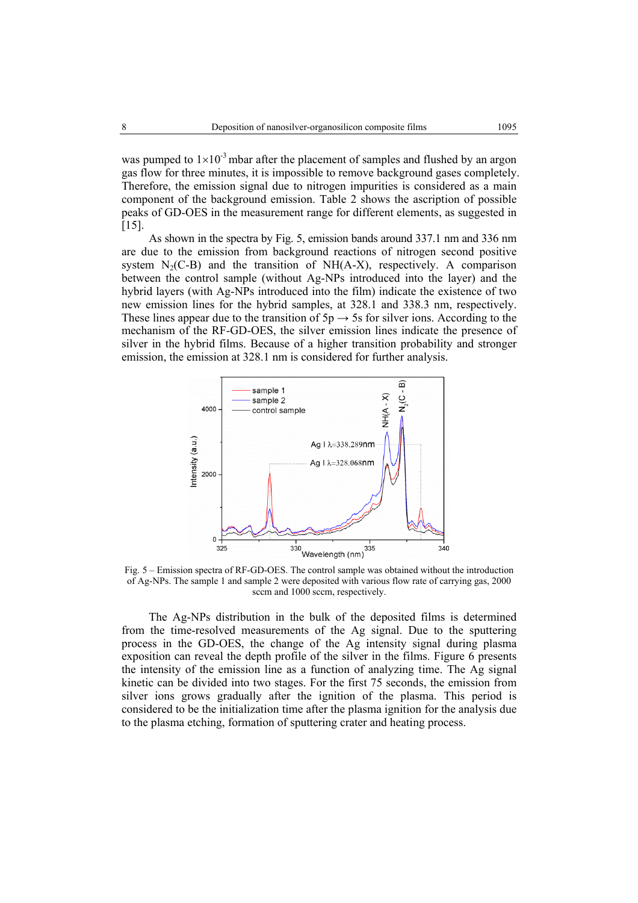was pumped to $1\times10^{-3}$ mbar after the placement of samples and flushed by an argon gas flow for three minutes, it is impossible to remove background gases completely. Therefore, the emission signal due to nitrogen impurities is considered as a main component of the background emission. Table 2 shows the ascription of possible peaks of GD-OES in the measurement range for different elements, as suggested in [15].

As shown in the spectra by Fig. 5, emission bands around 337.1 nm and 336 nm are due to the emission from background reactions of nitrogen second positive system $N_2$(C-B) and the transition of NH(A-X), respectively. A comparison between the control sample (without Ag-NPs introduced into the layer) and the hybrid layers (with Ag-NPs introduced into the film) indicate the existence of two new emission lines for the hybrid samples, at 328.1 and 338.3 nm, respectively. These lines appear due to the transition of 5p → 5s for silver ions. According to the mechanism of the RF-GD-OES, the silver emission lines indicate the presence of silver in the hybrid films. Because of a higher transition probability and stronger emission, the emission at 328.1 nm is considered for further analysis.

Fig. 5 – Emission spectra of RF-GD-OES. The control sample was obtained without the introduction of Ag-NPs. The sample 1 and sample 2 were deposited with various flow rate of carrying gas, 2000 sccm and 1000 sccm, respectively.

The Ag-NPs distribution in the bulk of the deposited films is determined from the time-resolved measurements of the Ag signal. Due to the sputtering process in the GD-OES, the change of the Ag intensity signal during plasma exposition can reveal the depth profile of the silver in the films. Figure 6 presents the intensity of the emission line as a function of analyzing time. The Ag signal kinetic can be divided into two stages. For the first 75 seconds, the emission from silver ions grows gradually after the ignition of the plasma. This period is considered to be the initialization time after the plasma ignition for the analysis due to the plasma etching, formation of sputtering crater and heating process.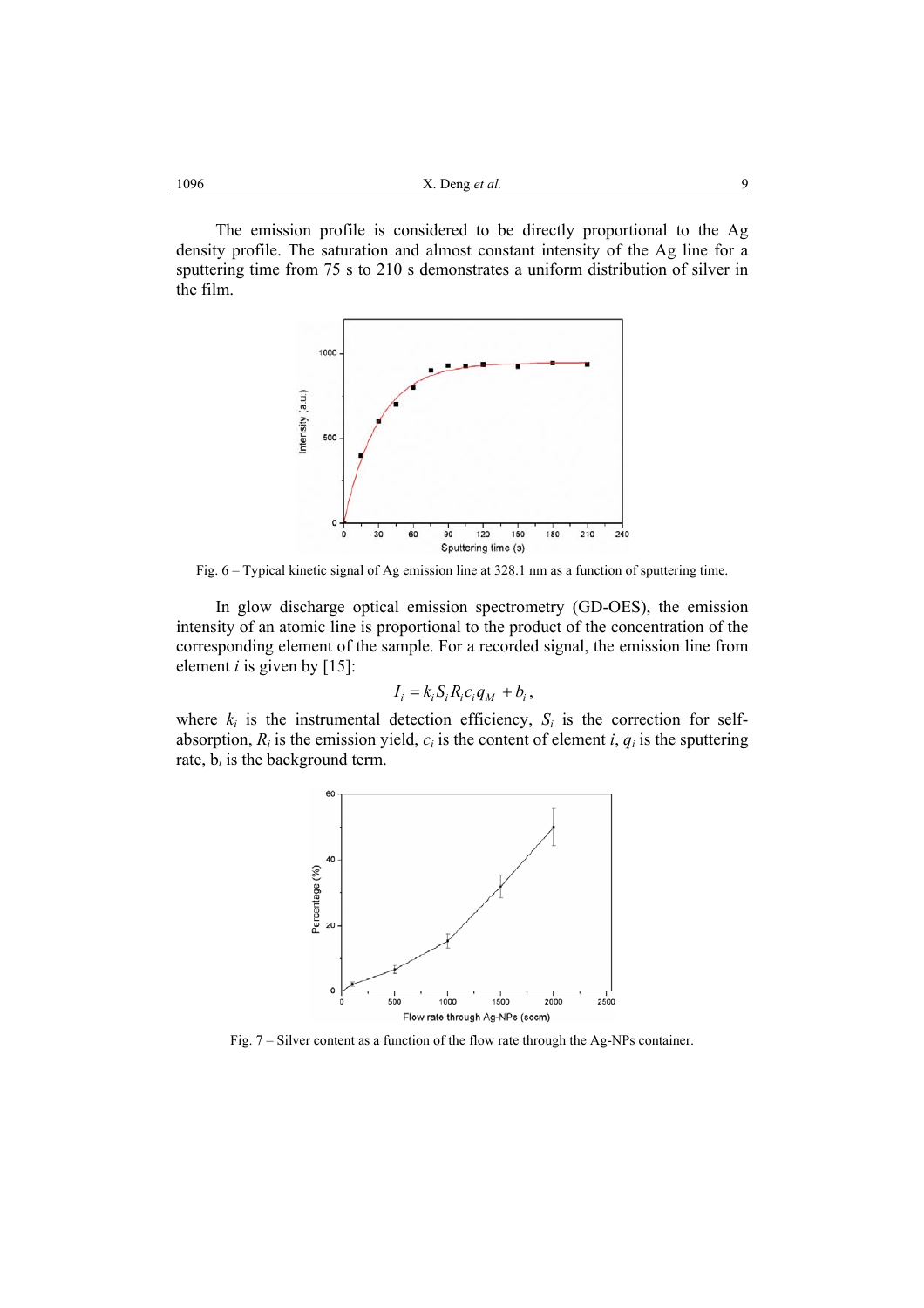The emission profile is considered to be directly proportional to the Ag density profile. The saturation and almost constant intensity of the Ag line for a sputtering time from 75 s to 210 s demonstrates a uniform distribution of silver in the film.

Fig. 6 – Typical kinetic signal of Ag emission line at 328.1 nm as a function of sputtering time.

In glow discharge optical emission spectrometry (GD-OES), the emission intensity of an atomic line is proportional to the product of the concentration of the corresponding element of the sample. For a recorded signal, the emission line from element *i* is given by [15]:

$$I_i = k_i S_i R_i c_i q_M + b_i,$$

where $k_i$ is the instrumental detection efficiency, $S_i$ is the correction for self-absorption, $R_i$ is the emission yield, $c_i$ is the content of element *i*, $q_i$ is the sputtering rate, $b_i$ is the background term.

Fig. 7 – Silver content as a function of the flow rate through the Ag-NPs container.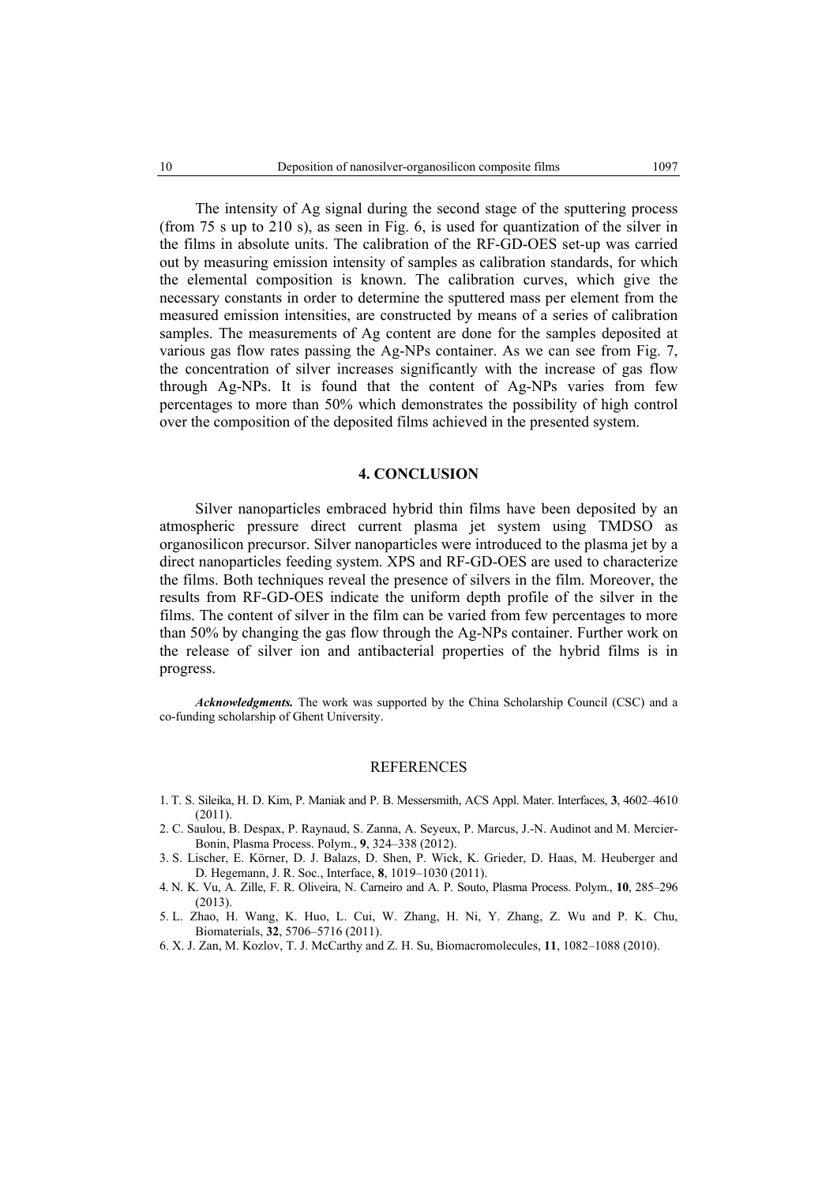The intensity of Ag signal during the second stage of the sputtering process (from 75 s up to 210 s), as seen in Fig. 6, is used for quantization of the silver in the films in absolute units. The calibration of the RF-GD-OES set-up was carried out by measuring emission intensity of samples as calibration standards, for which the elemental composition is known. The calibration curves, which give the necessary constants in order to determine the sputtered mass per element from the measured emission intensities, are constructed by means of a series of calibration samples. The measurements of Ag content are done for the samples deposited at various gas flow rates passing the Ag-NPs container. As we can see from Fig. 7, the concentration of silver increases significantly with the increase of gas flow through Ag-NPs. It is found that the content of Ag-NPs varies from few percentages to more than 50% which demonstrates the possibility of high control over the composition of the deposited films achieved in the presented system.

## 4. CONCLUSION

Silver nanoparticles embraced hybrid thin films have been deposited by an atmospheric pressure direct current plasma jet system using TMDSO as organosilicon precursor. Silver nanoparticles were introduced to the plasma jet by a direct nanoparticles feeding system. XPS and RF-GD-OES are used to characterize the films. Both techniques reveal the presence of silvers in the film. Moreover, the results from RF-GD-OES indicate the uniform depth profile of the silver in the films. The content of silver in the film can be varied from few percentages to more than 50% by changing the gas flow through the Ag-NPs container. Further work on the release of silver ion and antibacterial properties of the hybrid films is in progress.

***Acknowledgments.*** The work was supported by the China Scholarship Council (CSC) and a co-funding scholarship of Ghent University.

## REFERENCES

1. T. S. Sileika, H. D. Kim, P. Maniak and P. B. Messersmith, ACS Appl. Mater. Interfaces, **3**, 4602–4610 (2011).
2. C. Saulou, B. Despax, P. Raynaud, S. Zanna, A. Seyeux, P. Marcus, J.-N. Audinot and M. Mercier-Bonin, Plasma Process. Polym., **9**, 324–338 (2012).
3. S. Lischer, E. Körner, D. J. Balazs, D. Shen, P. Wick, K. Grieder, D. Haas, M. Heuberger and D. Hegemann, J. R. Soc., Interface, **8**, 1019–1030 (2011).
4. N. K. Vu, A. Zille, F. R. Oliveira, N. Carneiro and A. P. Souto, Plasma Process. Polym., **10**, 285–296 (2013).
5. L. Zhao, H. Wang, K. Huo, L. Cui, W. Zhang, H. Ni, Y. Zhang, Z. Wu and P. K. Chu, Biomaterials, **32**, 5706–5716 (2011).
6. X. J. Zan, M. Kozlov, T. J. McCarthy and Z. H. Su, Biomacromolecules, **11**, 1082–1088 (2010).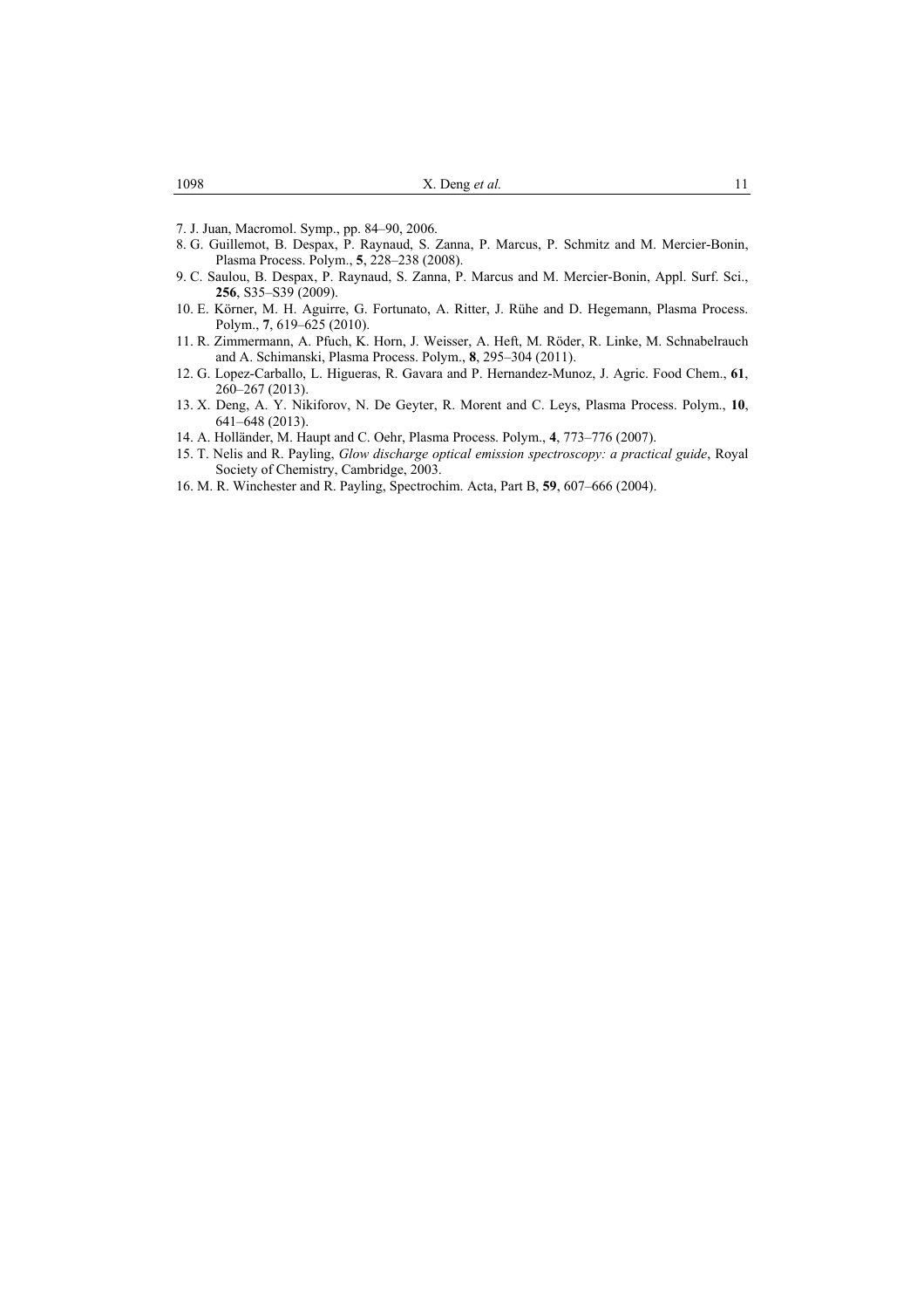7. J. Juan, Macromol. Symp., pp. 84–90, 2006.
8. G. Guillemot, B. Despax, P. Raynaud, S. Zanna, P. Marcus, P. Schmitz and M. Mercier-Bonin, Plasma Process. Polym., **5**, 228–238 (2008).
9. C. Saulou, B. Despax, P. Raynaud, S. Zanna, P. Marcus and M. Mercier-Bonin, Appl. Surf. Sci., **256**, S35–S39 (2009).
10. E. Körner, M. H. Aguirre, G. Fortunato, A. Ritter, J. Rühe and D. Hegemann, Plasma Process. Polym., **7**, 619–625 (2010).
11. R. Zimmermann, A. Pfuch, K. Horn, J. Weisser, A. Heft, M. Röder, R. Linke, M. Schnabelrauch and A. Schimanski, Plasma Process. Polym., **8**, 295–304 (2011).
12. G. Lopez-Carballo, L. Higueras, R. Gavara and P. Hernandez-Munoz, J. Agric. Food Chem., **61**, 260–267 (2013).
13. X. Deng, A. Y. Nikiforov, N. De Geyter, R. Morent and C. Leys, Plasma Process. Polym., **10**, 641–648 (2013).
14. A. Holländer, M. Haupt and C. Oehr, Plasma Process. Polym., **4**, 773–776 (2007).
15. T. Nelis and R. Payling, *Glow discharge optical emission spectroscopy: a practical guide*, Royal Society of Chemistry, Cambridge, 2003.
16. M. R. Winchester and R. Payling, Spectrochim. Acta, Part B, **59**, 607–666 (2004).